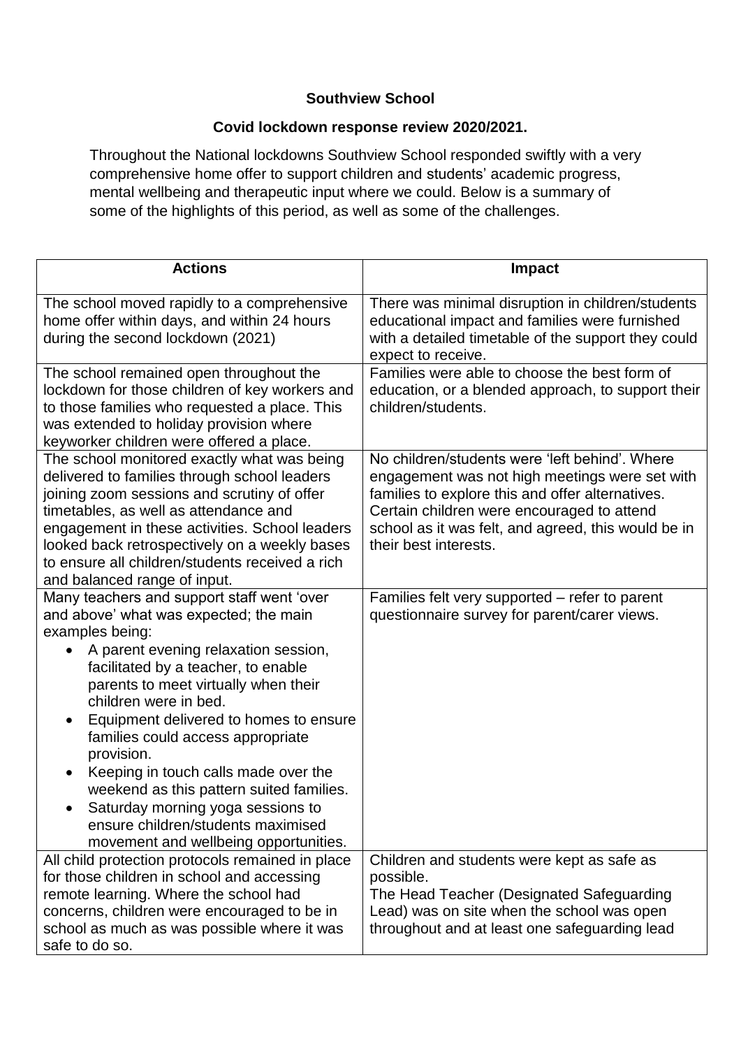**Southview School**

**Covid lockdown response review 2020/2021.**

Throughout the National lockdowns Southview School responded swiftly with a very comprehensive home offer to support children and students' academic progress, mental wellbeing and therapeutic input where we could. Below is a summary of some of the highlights of this period, as well as some of the challenges.

| **Actions** | **Impact** |
|---|---|
| The school moved rapidly to a comprehensive home offer within days, and within 24 hours during the second lockdown (2021) | There was minimal disruption in children/students educational impact and families were furnished with a detailed timetable of the support they could expect to receive. |
| The school remained open throughout the lockdown for those children of key workers and to those families who requested a place. This was extended to holiday provision where keyworker children were offered a place. | Families were able to choose the best form of education, or a blended approach, to support their children/students. |
| The school monitored exactly what was being delivered to families through school leaders joining zoom sessions and scrutiny of offer timetables, as well as attendance and engagement in these activities. School leaders looked back retrospectively on a weekly bases to ensure all children/students received a rich and balanced range of input. | No children/students were 'left behind'. Where engagement was not high meetings were set with families to explore this and offer alternatives. Certain children were encouraged to attend school as it was felt, and agreed, this would be in their best interests. |
| Many teachers and support staff went 'over and above' what was expected; the main examples being:<br>• A parent evening relaxation session, facilitated by a teacher, to enable parents to meet virtually when their children were in bed.<br>• Equipment delivered to homes to ensure families could access appropriate provision.<br>• Keeping in touch calls made over the weekend as this pattern suited families.<br>• Saturday morning yoga sessions to ensure children/students maximised movement and wellbeing opportunities. | Families felt very supported – refer to parent questionnaire survey for parent/carer views. |
| All child protection protocols remained in place for those children in school and accessing remote learning. Where the school had concerns, children were encouraged to be in school as much as was possible where it was safe to do so. | Children and students were kept as safe as possible.<br>The Head Teacher (Designated Safeguarding Lead) was on site when the school was open throughout and at least one safeguarding lead |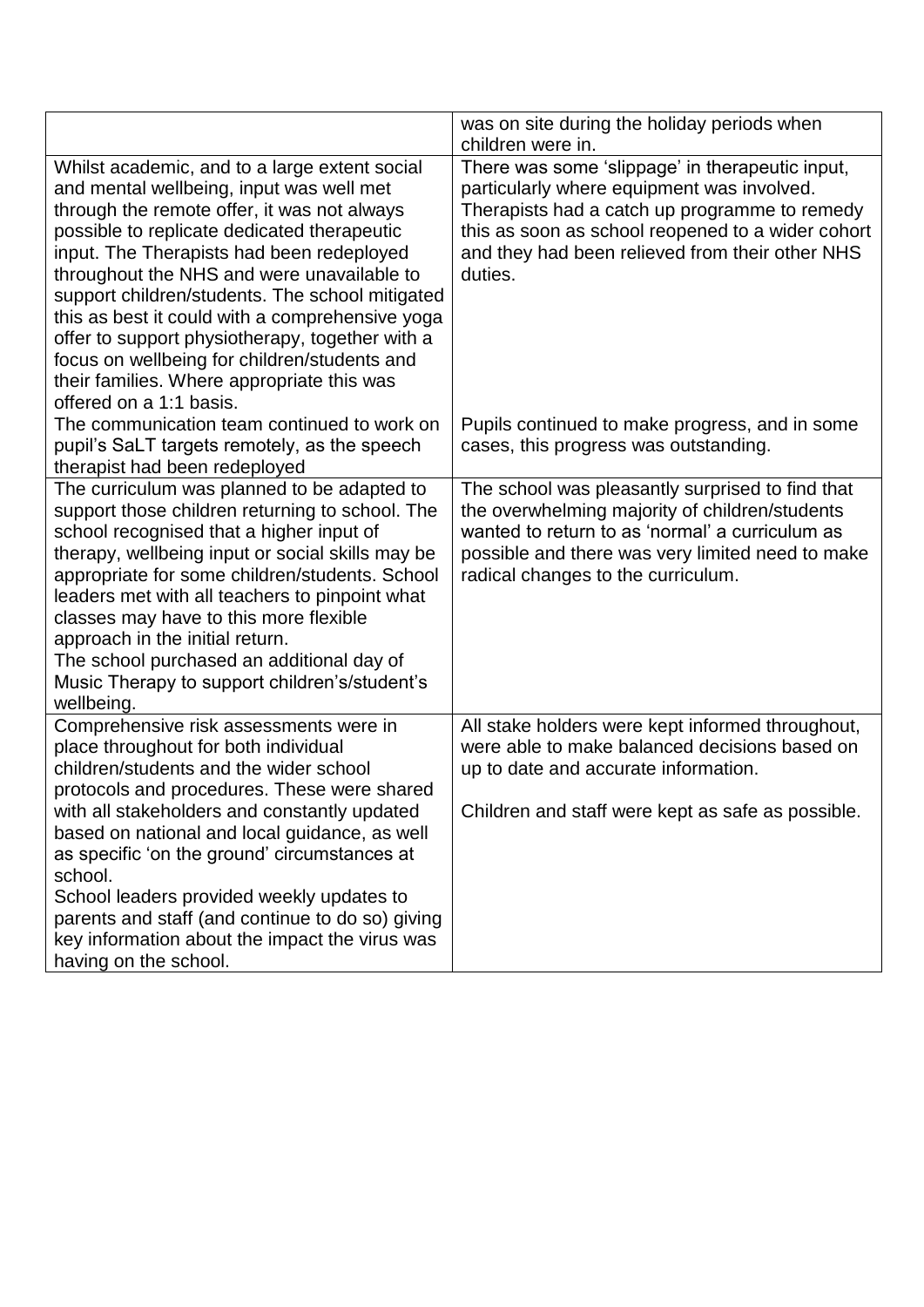| | |
|---|---|
| | was on site during the holiday periods when children were in. |
| Whilst academic, and to a large extent social and mental wellbeing, input was well met through the remote offer, it was not always possible to replicate dedicated therapeutic input. The Therapists had been redeployed throughout the NHS and were unavailable to support children/students. The school mitigated this as best it could with a comprehensive yoga offer to support physiotherapy, together with a focus on wellbeing for children/students and their families. Where appropriate this was offered on a 1:1 basis.<br>The communication team continued to work on pupil's SaLT targets remotely, as the speech therapist had been redeployed | There was some 'slippage' in therapeutic input, particularly where equipment was involved. Therapists had a catch up programme to remedy this as soon as school reopened to a wider cohort and they had been relieved from their other NHS duties.<br><br>Pupils continued to make progress, and in some cases, this progress was outstanding. |
| The curriculum was planned to be adapted to support those children returning to school. The school recognised that a higher input of therapy, wellbeing input or social skills may be appropriate for some children/students. School leaders met with all teachers to pinpoint what classes may have to this more flexible approach in the initial return.<br>The school purchased an additional day of Music Therapy to support children's/student's wellbeing. | The school was pleasantly surprised to find that the overwhelming majority of children/students wanted to return to as 'normal' a curriculum as possible and there was very limited need to make radical changes to the curriculum. |
| Comprehensive risk assessments were in place throughout for both individual children/students and the wider school protocols and procedures. These were shared with all stakeholders and constantly updated based on national and local guidance, as well as specific 'on the ground' circumstances at school.<br>School leaders provided weekly updates to parents and staff (and continue to do so) giving key information about the impact the virus was having on the school. | All stake holders were kept informed throughout, were able to make balanced decisions based on up to date and accurate information.<br><br>Children and staff were kept as safe as possible. |